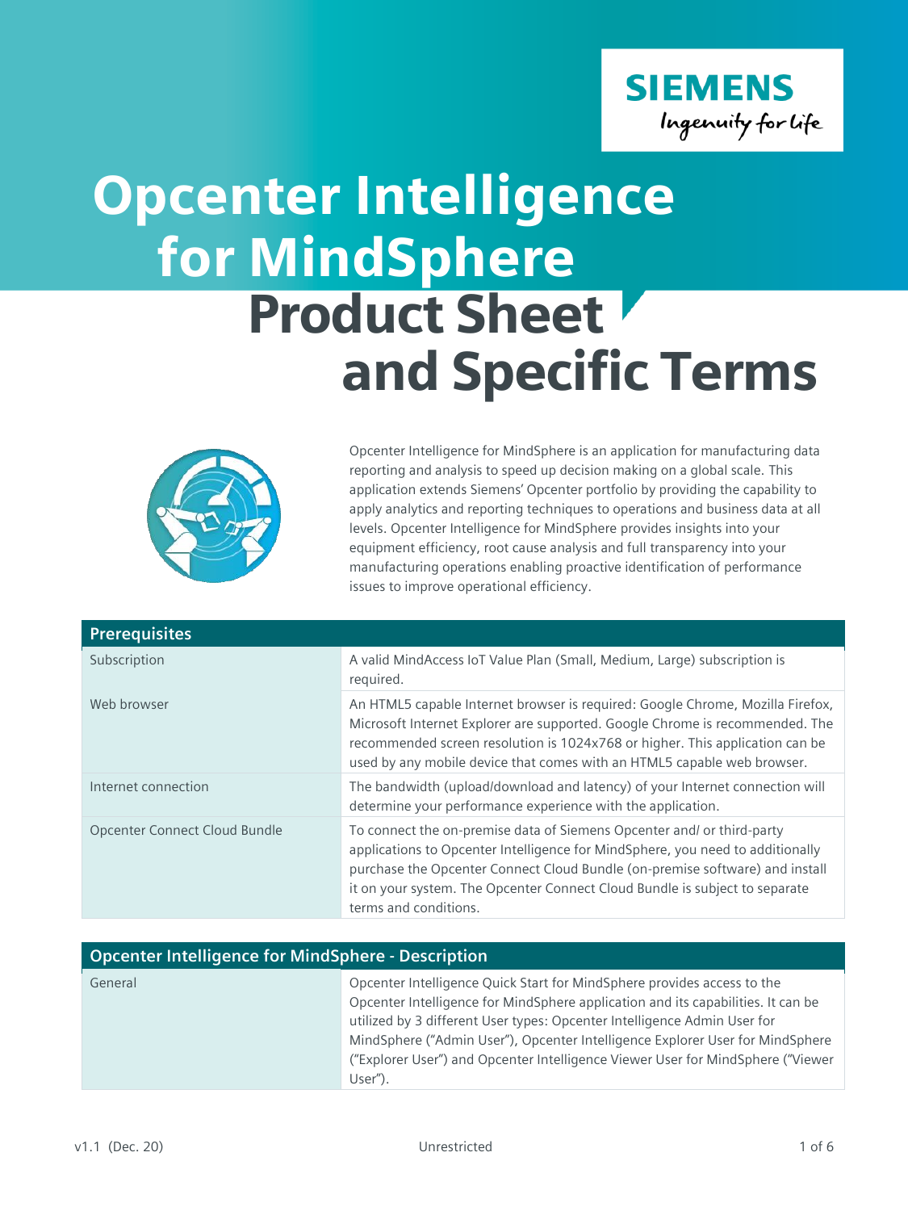# Opcenter Intelligence for MindSphere

## Product Sheet and Specific Terms

Opcenter Intelligence for MindSphere is an application for manufacturing data reporting and analysis to speed up decision making on a global scale. This application extends Siemens' Opcenter portfolio by providing the capability to apply analytics and reporting techniques to operations and business data at all levels. Opcenter Intelligence for MindSphere provides insights into your equipment efficiency, root cause analysis and full transparency into your manufacturing operations enabling proactive identification of performance issues to improve operational efficiency.

| Prerequisites | |
|---|---|
| Subscription | A valid MindAccess IoT Value Plan (Small, Medium, Large) subscription is required. |
| Web browser | An HTML5 capable Internet browser is required: Google Chrome, Mozilla Firefox, Microsoft Internet Explorer are supported. Google Chrome is recommended. The recommended screen resolution is 1024x768 or higher. This application can be used by any mobile device that comes with an HTML5 capable web browser. |
| Internet connection | The bandwidth (upload/download and latency) of your Internet connection will determine your performance experience with the application. |
| Opcenter Connect Cloud Bundle | To connect the on-premise data of Siemens Opcenter and/ or third-party applications to Opcenter Intelligence for MindSphere, you need to additionally purchase the Opcenter Connect Cloud Bundle (on-premise software) and install it on your system. The Opcenter Connect Cloud Bundle is subject to separate terms and conditions. |

| Opcenter Intelligence for MindSphere - Description | |
|---|---|
| General | Opcenter Intelligence Quick Start for MindSphere provides access to the Opcenter Intelligence for MindSphere application and its capabilities. It can be utilized by 3 different User types: Opcenter Intelligence Admin User for MindSphere ("Admin User"), Opcenter Intelligence Explorer User for MindSphere ("Explorer User") and Opcenter Intelligence Viewer User for MindSphere ("Viewer User"). |

v1.1 (Dec. 20) Unrestricted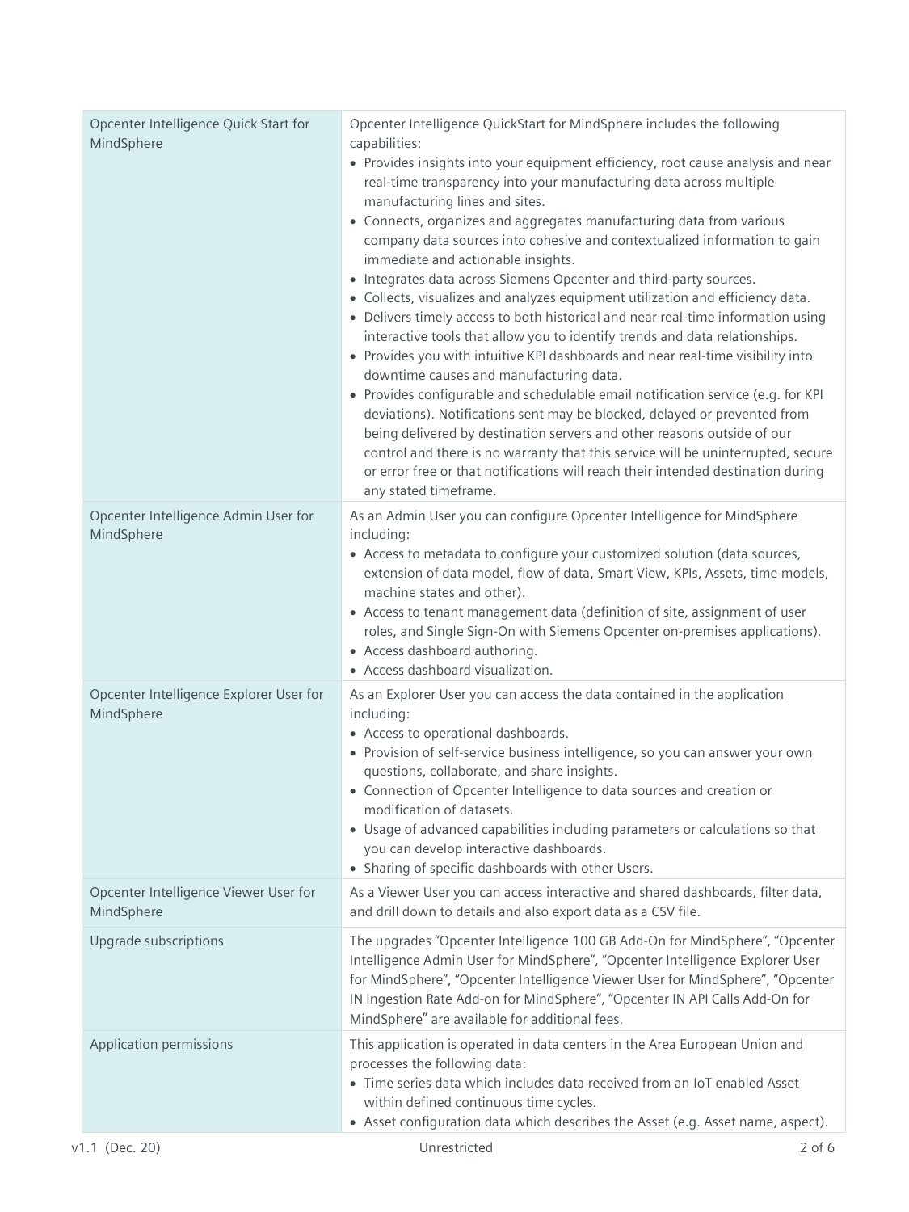| | |
|---|---|
| Opcenter Intelligence Quick Start for MindSphere | Opcenter Intelligence QuickStart for MindSphere includes the following capabilities:<br>• Provides insights into your equipment efficiency, root cause analysis and near real-time transparency into your manufacturing data across multiple manufacturing lines and sites.<br>• Connects, organizes and aggregates manufacturing data from various company data sources into cohesive and contextualized information to gain immediate and actionable insights.<br>• Integrates data across Siemens Opcenter and third-party sources.<br>• Collects, visualizes and analyzes equipment utilization and efficiency data.<br>• Delivers timely access to both historical and near real-time information using interactive tools that allow you to identify trends and data relationships.<br>• Provides you with intuitive KPI dashboards and near real-time visibility into downtime causes and manufacturing data.<br>• Provides configurable and schedulable email notification service (e.g. for KPI deviations). Notifications sent may be blocked, delayed or prevented from being delivered by destination servers and other reasons outside of our control and there is no warranty that this service will be uninterrupted, secure or error free or that notifications will reach their intended destination during any stated timeframe. |
| Opcenter Intelligence Admin User for MindSphere | As an Admin User you can configure Opcenter Intelligence for MindSphere including:<br>• Access to metadata to configure your customized solution (data sources, extension of data model, flow of data, Smart View, KPIs, Assets, time models, machine states and other).<br>• Access to tenant management data (definition of site, assignment of user roles, and Single Sign-On with Siemens Opcenter on-premises applications).<br>• Access dashboard authoring.<br>• Access dashboard visualization. |
| Opcenter Intelligence Explorer User for MindSphere | As an Explorer User you can access the data contained in the application including:<br>• Access to operational dashboards.<br>• Provision of self-service business intelligence, so you can answer your own questions, collaborate, and share insights.<br>• Connection of Opcenter Intelligence to data sources and creation or modification of datasets.<br>• Usage of advanced capabilities including parameters or calculations so that you can develop interactive dashboards.<br>• Sharing of specific dashboards with other Users. |
| Opcenter Intelligence Viewer User for MindSphere | As a Viewer User you can access interactive and shared dashboards, filter data, and drill down to details and also export data as a CSV file. |
| Upgrade subscriptions | The upgrades "Opcenter Intelligence 100 GB Add-On for MindSphere", "Opcenter Intelligence Admin User for MindSphere", "Opcenter Intelligence Explorer User for MindSphere", "Opcenter Intelligence Viewer User for MindSphere", "Opcenter IN Ingestion Rate Add-on for MindSphere", "Opcenter IN API Calls Add-On for MindSphere" are available for additional fees. |
| Application permissions | This application is operated in data centers in the Area European Union and processes the following data:<br>• Time series data which includes data received from an IoT enabled Asset within defined continuous time cycles.<br>• Asset configuration data which describes the Asset (e.g. Asset name, aspect). |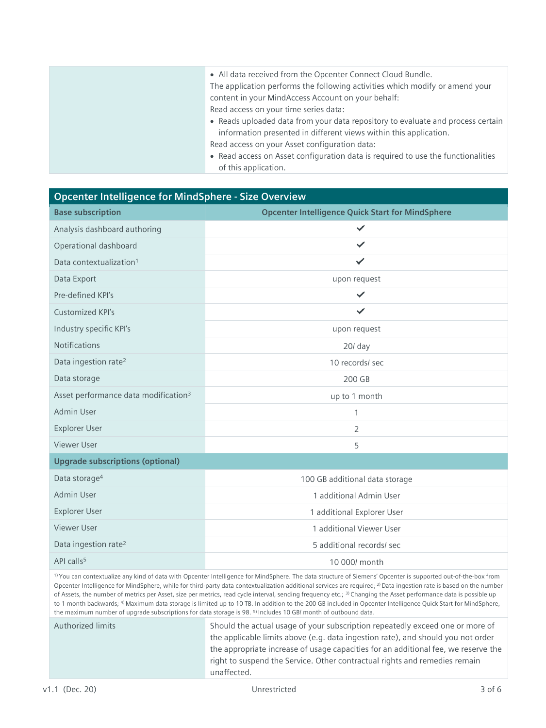| | |
|---|---|
| | • All data received from the Opcenter Connect Cloud Bundle.<br>The application performs the following activities which modify or amend your content in your MindAccess Account on your behalf:<br>Read access on your time series data:<br>• Reads uploaded data from your data repository to evaluate and process certain information presented in different views within this application.<br>Read access on your Asset configuration data:<br>• Read access on Asset configuration data is required to use the functionalities of this application. |

## Opcenter Intelligence for MindSphere - Size Overview

| **Base subscription** | **Opcenter Intelligence Quick Start for MindSphere** |
|---|---|
| Analysis dashboard authoring | ✔ |
| Operational dashboard | ✔ |
| Data contextualization[1] | ✔ |
| Data Export | upon request |
| Pre-defined KPI's | ✔ |
| Customized KPI's | ✔ |
| Industry specific KPI's | upon request |
| Notifications | 20/ day |
| Data ingestion rate[2] | 10 records/ sec |
| Data storage | 200 GB |
| Asset performance data modification[3] | up to 1 month |
| Admin User | 1 |
| Explorer User | 2 |
| Viewer User | 5 |
| **Upgrade subscriptions (optional)** | |
| Data storage[4] | 100 GB additional data storage |
| Admin User | 1 additional Admin User |
| Explorer User | 1 additional Explorer User |
| Viewer User | 1 additional Viewer User |
| Data ingestion rate[2] | 5 additional records/ sec |
| API calls[5] | 10 000/ month |

[1] You can contextualize any kind of data with Opcenter Intelligence for MindSphere. The data structure of Siemens' Opcenter is supported out-of-the-box from Opcenter Intelligence for MindSphere, while for third-party data contextualization additional services are required; [2] Data ingestion rate is based on the number of Assets, the number of metrics per Asset, size per metrics, read cycle interval, sending frequency etc.; [3] Changing the Asset performance data is possible up to 1 month backwards; [4] Maximum data storage is limited up to 10 TB. In addition to the 200 GB included in Opcenter Intelligence Quick Start for MindSphere, the maximum number of upgrade subscriptions for data storage is 98. [5] Includes 10 GB/ month of outbound data.

| | |
|---|---|
| Authorized limits | Should the actual usage of your subscription repeatedly exceed one or more of the applicable limits above (e.g. data ingestion rate), and should you not order the appropriate increase of usage capacities for an additional fee, we reserve the right to suspend the Service. Other contractual rights and remedies remain unaffected. |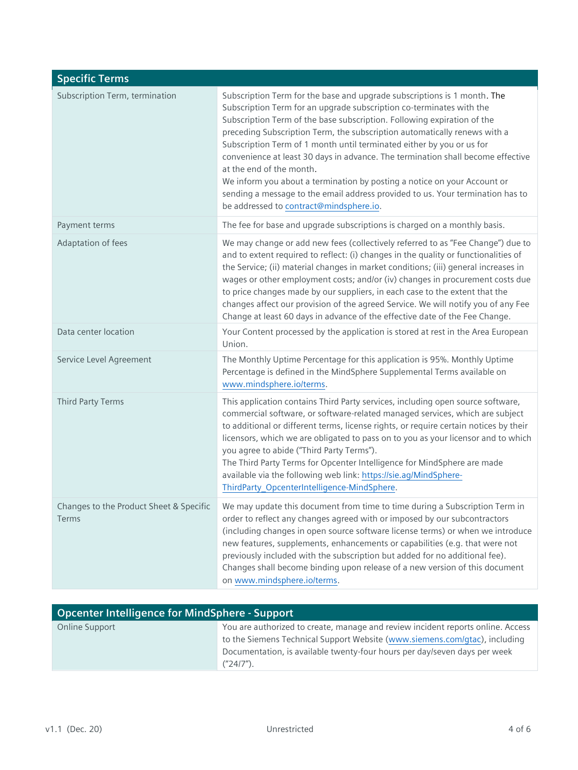| Specific Terms | |
|---|---|
| Subscription Term, termination | Subscription Term for the base and upgrade subscriptions is 1 month. The Subscription Term for an upgrade subscription co-terminates with the Subscription Term of the base subscription. Following expiration of the preceding Subscription Term, the subscription automatically renews with a Subscription Term of 1 month until terminated either by you or us for convenience at least 30 days in advance. The termination shall become effective at the end of the month.<br>We inform you about a termination by posting a notice on your Account or sending a message to the email address provided to us. Your termination has to be addressed to contract@mindsphere.io. |
| Payment terms | The fee for base and upgrade subscriptions is charged on a monthly basis. |
| Adaptation of fees | We may change or add new fees (collectively referred to as "Fee Change") due to and to extent required to reflect: (i) changes in the quality or functionalities of the Service; (ii) material changes in market conditions; (iii) general increases in wages or other employment costs; and/or (iv) changes in procurement costs due to price changes made by our suppliers, in each case to the extent that the changes affect our provision of the agreed Service. We will notify you of any Fee Change at least 60 days in advance of the effective date of the Fee Change. |
| Data center location | Your Content processed by the application is stored at rest in the Area European Union. |
| Service Level Agreement | The Monthly Uptime Percentage for this application is 95%. Monthly Uptime Percentage is defined in the MindSphere Supplemental Terms available on www.mindsphere.io/terms. |
| Third Party Terms | This application contains Third Party services, including open source software, commercial software, or software-related managed services, which are subject to additional or different terms, license rights, or require certain notices by their licensors, which we are obligated to pass on to you as your licensor and to which you agree to abide ("Third Party Terms").<br>The Third Party Terms for Opcenter Intelligence for MindSphere are made available via the following web link: https://sie.ag/MindSphere-ThirdParty_OpcenterIntelligence-MindSphere. |
| Changes to the Product Sheet & Specific Terms | We may update this document from time to time during a Subscription Term in order to reflect any changes agreed with or imposed by our subcontractors (including changes in open source software license terms) or when we introduce new features, supplements, enhancements or capabilities (e.g. that were not previously included with the subscription but added for no additional fee). Changes shall become binding upon release of a new version of this document on www.mindsphere.io/terms. |

| Opcenter Intelligence for MindSphere - Support | |
|---|---|
| Online Support | You are authorized to create, manage and review incident reports online. Access to the Siemens Technical Support Website (www.siemens.com/gtac), including Documentation, is available twenty-four hours per day/seven days per week ("24/7"). |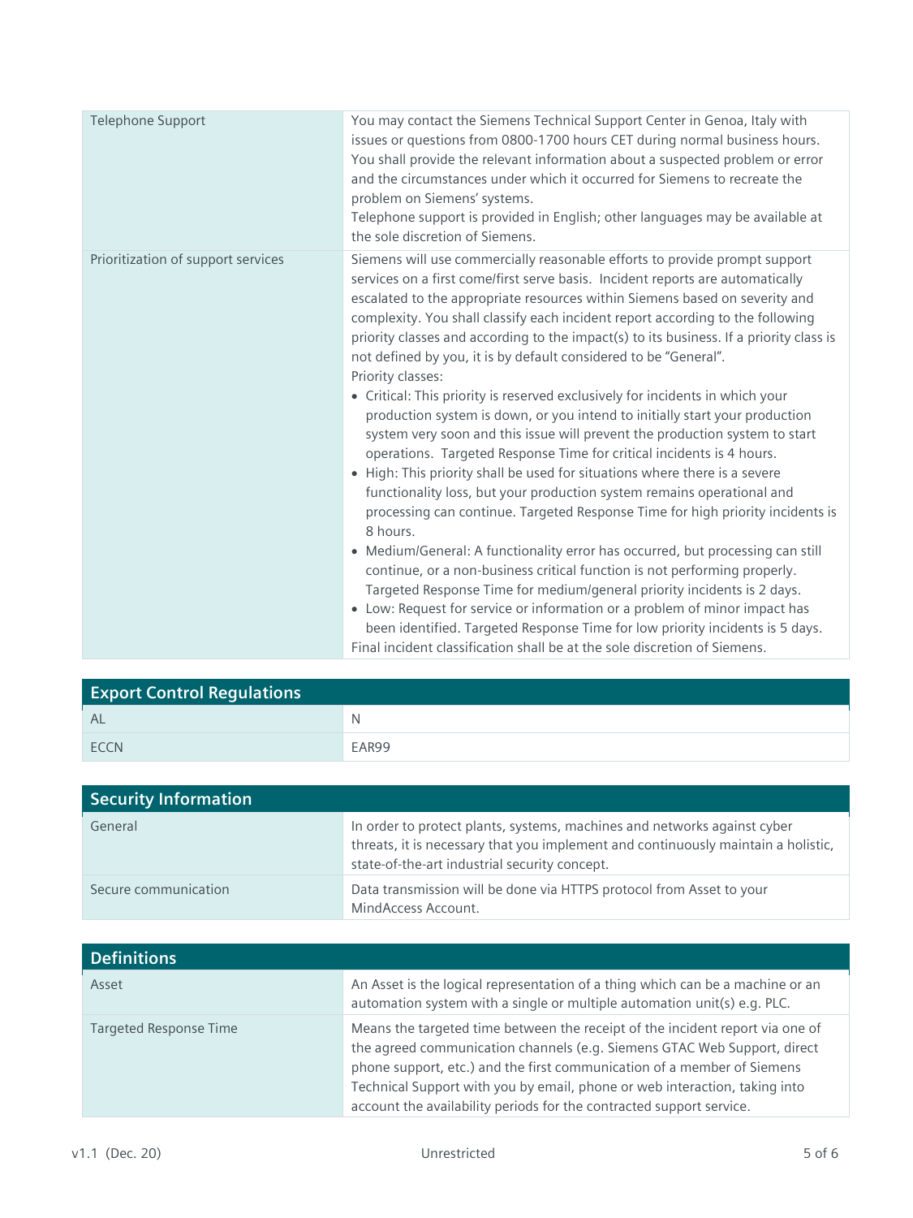| | |
|---|---|
| Telephone Support | You may contact the Siemens Technical Support Center in Genoa, Italy with issues or questions from 0800-1700 hours CET during normal business hours. You shall provide the relevant information about a suspected problem or error and the circumstances under which it occurred for Siemens to recreate the problem on Siemens' systems.<br>Telephone support is provided in English; other languages may be available at the sole discretion of Siemens. |
| Prioritization of support services | Siemens will use commercially reasonable efforts to provide prompt support services on a first come/first serve basis. Incident reports are automatically escalated to the appropriate resources within Siemens based on severity and complexity. You shall classify each incident report according to the following priority classes and according to the impact(s) to its business. If a priority class is not defined by you, it is by default considered to be "General".<br>Priority classes:<br>• Critical: This priority is reserved exclusively for incidents in which your production system is down, or you intend to initially start your production system very soon and this issue will prevent the production system to start operations. Targeted Response Time for critical incidents is 4 hours.<br>• High: This priority shall be used for situations where there is a severe functionality loss, but your production system remains operational and processing can continue. Targeted Response Time for high priority incidents is 8 hours.<br>• Medium/General: A functionality error has occurred, but processing can still continue, or a non-business critical function is not performing properly. Targeted Response Time for medium/general priority incidents is 2 days.<br>• Low: Request for service or information or a problem of minor impact has been identified. Targeted Response Time for low priority incidents is 5 days.<br>Final incident classification shall be at the sole discretion of Siemens. |

## Export Control Regulations

| | |
|---|---|
| AL | N |
| ECCN | EAR99 |

## Security Information

| | |
|---|---|
| General | In order to protect plants, systems, machines and networks against cyber threats, it is necessary that you implement and continuously maintain a holistic, state-of-the-art industrial security concept. |
| Secure communication | Data transmission will be done via HTTPS protocol from Asset to your MindAccess Account. |

## Definitions

| | |
|---|---|
| Asset | An Asset is the logical representation of a thing which can be a machine or an automation system with a single or multiple automation unit(s) e.g. PLC. |
| Targeted Response Time | Means the targeted time between the receipt of the incident report via one of the agreed communication channels (e.g. Siemens GTAC Web Support, direct phone support, etc.) and the first communication of a member of Siemens Technical Support with you by email, phone or web interaction, taking into account the availability periods for the contracted support service. |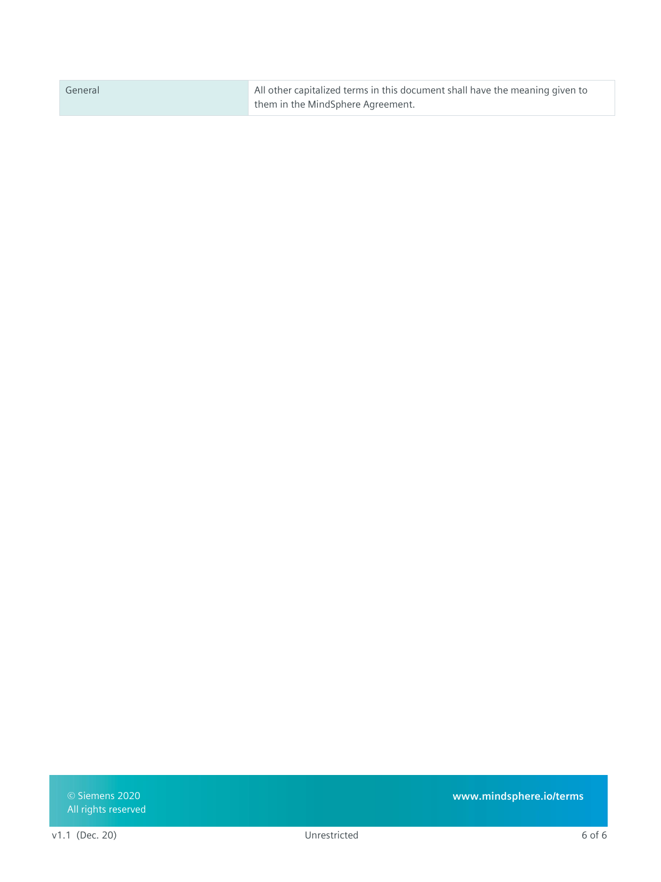| | |
|---|---|
| General | All other capitalized terms in this document shall have the meaning given to them in the MindSphere Agreement. |